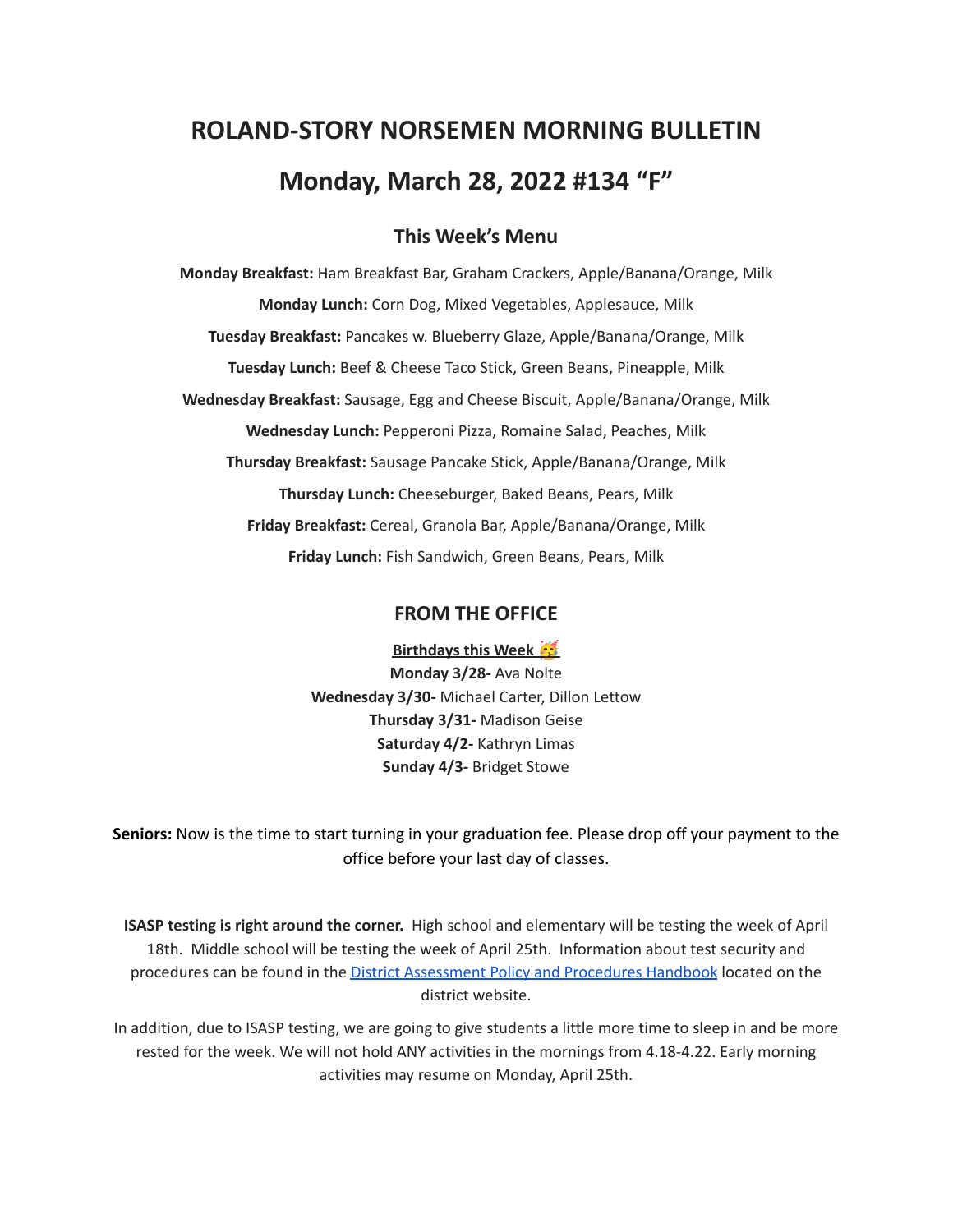# ROLAND-STORY NORSEMEN MORNING BULLETIN

# Monday, March 28, 2022 #134 "F"

## This Week's Menu

**Monday Breakfast:** Ham Breakfast Bar, Graham Crackers, Apple/Banana/Orange, Milk

**Monday Lunch:** Corn Dog, Mixed Vegetables, Applesauce, Milk

**Tuesday Breakfast:** Pancakes w. Blueberry Glaze, Apple/Banana/Orange, Milk

**Tuesday Lunch:** Beef & Cheese Taco Stick, Green Beans, Pineapple, Milk

**Wednesday Breakfast:** Sausage, Egg and Cheese Biscuit, Apple/Banana/Orange, Milk

**Wednesday Lunch:** Pepperoni Pizza, Romaine Salad, Peaches, Milk

**Thursday Breakfast:** Sausage Pancake Stick, Apple/Banana/Orange, Milk

**Thursday Lunch:** Cheeseburger, Baked Beans, Pears, Milk

**Friday Breakfast:** Cereal, Granola Bar, Apple/Banana/Orange, Milk

**Friday Lunch:** Fish Sandwich, Green Beans, Pears, Milk

## FROM THE OFFICE

**Birthdays this Week 🥳**

**Monday 3/28-** Ava Nolte
**Wednesday 3/30-** Michael Carter, Dillon Lettow
**Thursday 3/31-** Madison Geise
**Saturday 4/2-** Kathryn Limas
**Sunday 4/3-** Bridget Stowe

**Seniors:** Now is the time to start turning in your graduation fee. Please drop off your payment to the office before your last day of classes.

**ISASP testing is right around the corner.** High school and elementary will be testing the week of April 18th. Middle school will be testing the week of April 25th. Information about test security and procedures can be found in the District Assessment Policy and Procedures Handbook located on the district website.

In addition, due to ISASP testing, we are going to give students a little more time to sleep in and be more rested for the week. We will not hold ANY activities in the mornings from 4.18-4.22. Early morning activities may resume on Monday, April 25th.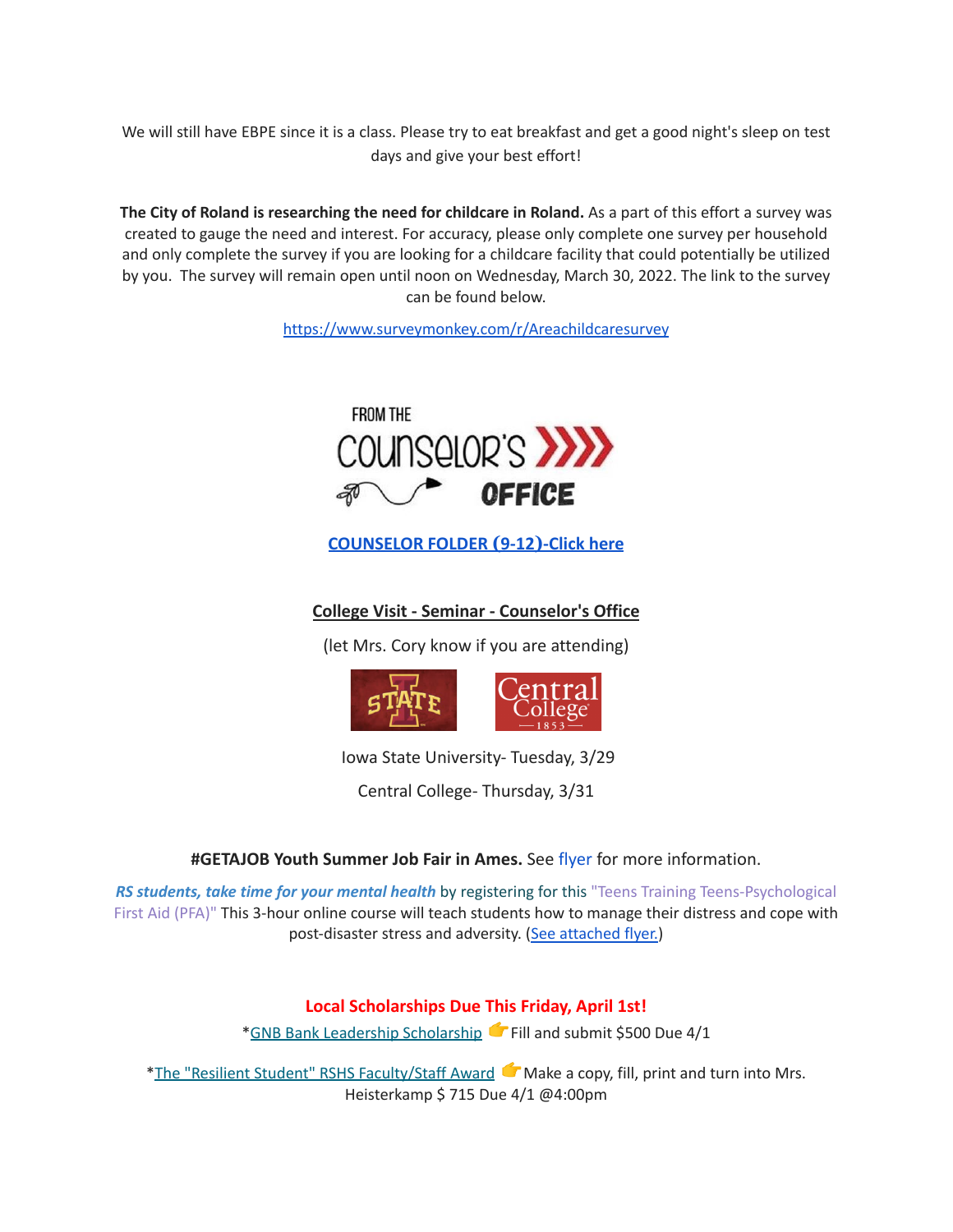We will still have EBPE since it is a class. Please try to eat breakfast and get a good night's sleep on test days and give your best effort!

**The City of Roland is researching the need for childcare in Roland.** As a part of this effort a survey was created to gauge the need and interest. For accuracy, please only complete one survey per household and only complete the survey if you are looking for a childcare facility that could potentially be utilized by you. The survey will remain open until noon on Wednesday, March 30, 2022. The link to the survey can be found below.

https://www.surveymonkey.com/r/Areachildcaresurvey

FROM THE COUNSELOR'S OFFICE

**COUNSELOR FOLDER (9-12)-Click here**

**College Visit - Seminar - Counselor's Office**

(let Mrs. Cory know if you are attending)

Iowa State University- Tuesday, 3/29

Central College- Thursday, 3/31

**#GETAJOB Youth Summer Job Fair in Ames.** See flyer for more information.

***RS students, take time for your mental health*** by registering for this "Teens Training Teens-Psychological First Aid (PFA)" This 3-hour online course will teach students how to manage their distress and cope with post-disaster stress and adversity. (See attached flyer.)

**Local Scholarships Due This Friday, April 1st!**

*GNB Bank Leadership Scholarship 👉 Fill and submit $500 Due 4/1

*The "Resilient Student" RSHS Faculty/Staff Award 👉 Make a copy, fill, print and turn into Mrs. Heisterkamp $ 715 Due 4/1 @4:00pm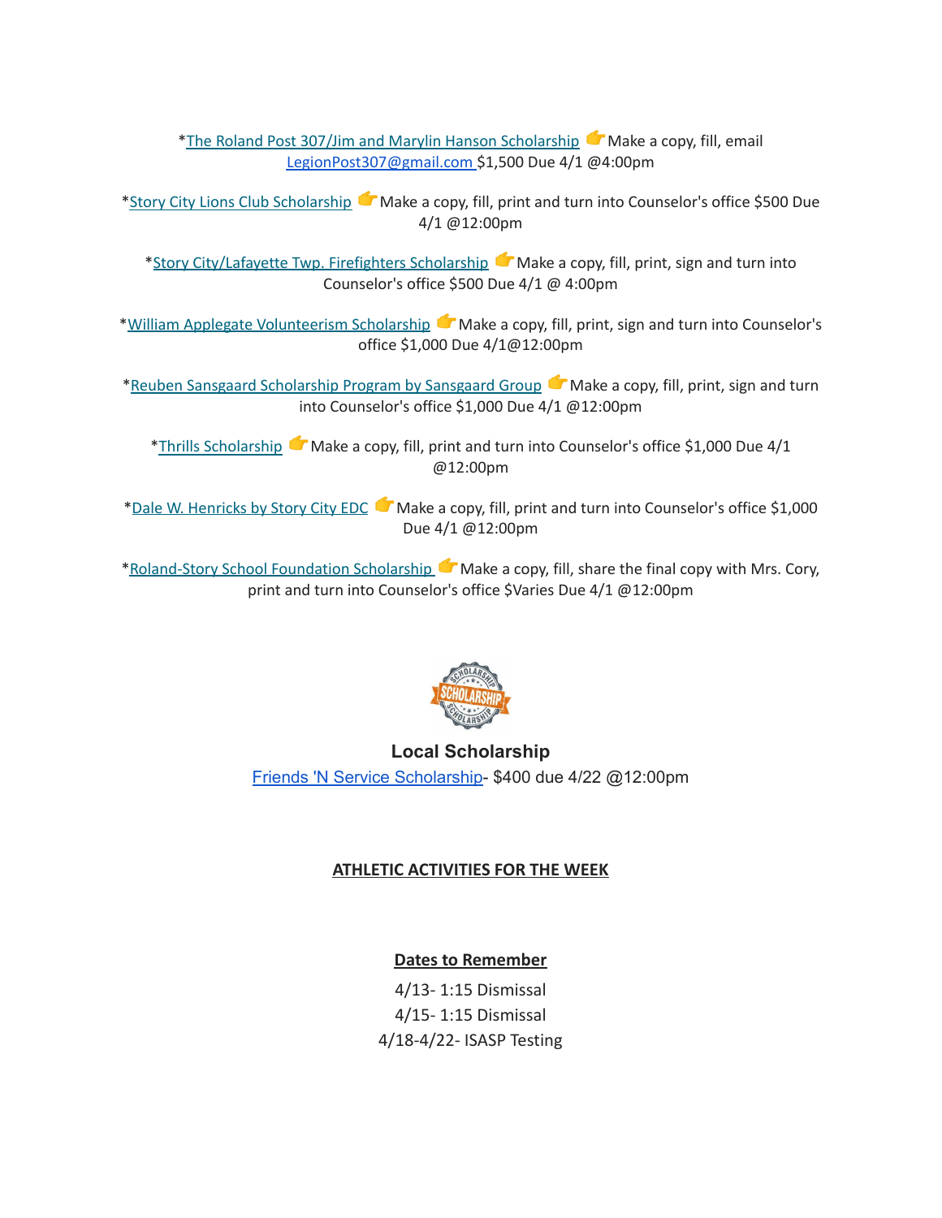*The Roland Post 307/Jim and Marylin Hanson Scholarship 👉Make a copy, fill, email LegionPost307@gmail.com $1,500 Due 4/1 @4:00pm

*Story City Lions Club Scholarship 👉Make a copy, fill, print and turn into Counselor's office $500 Due 4/1 @12:00pm

*Story City/Lafayette Twp. Firefighters Scholarship 👉Make a copy, fill, print, sign and turn into Counselor's office $500 Due 4/1 @ 4:00pm

*William Applegate Volunteerism Scholarship 👉Make a copy, fill, print, sign and turn into Counselor's office $1,000 Due 4/1@12:00pm

*Reuben Sansgaard Scholarship Program by Sansgaard Group 👉Make a copy, fill, print, sign and turn into Counselor's office $1,000 Due 4/1 @12:00pm

*Thrills Scholarship 👉Make a copy, fill, print and turn into Counselor's office $1,000 Due 4/1 @12:00pm

*Dale W. Henricks by Story City EDC 👉Make a copy, fill, print and turn into Counselor's office $1,000 Due 4/1 @12:00pm

*Roland-Story School Foundation Scholarship 👉Make a copy, fill, share the final copy with Mrs. Cory, print and turn into Counselor's office $Varies Due 4/1 @12:00pm

**Local Scholarship**

Friends 'N Service Scholarship- $400 due 4/22 @12:00pm

**ATHLETIC ACTIVITIES FOR THE WEEK**

**Dates to Remember**

4/13- 1:15 Dismissal
4/15- 1:15 Dismissal
4/18-4/22- ISASP Testing